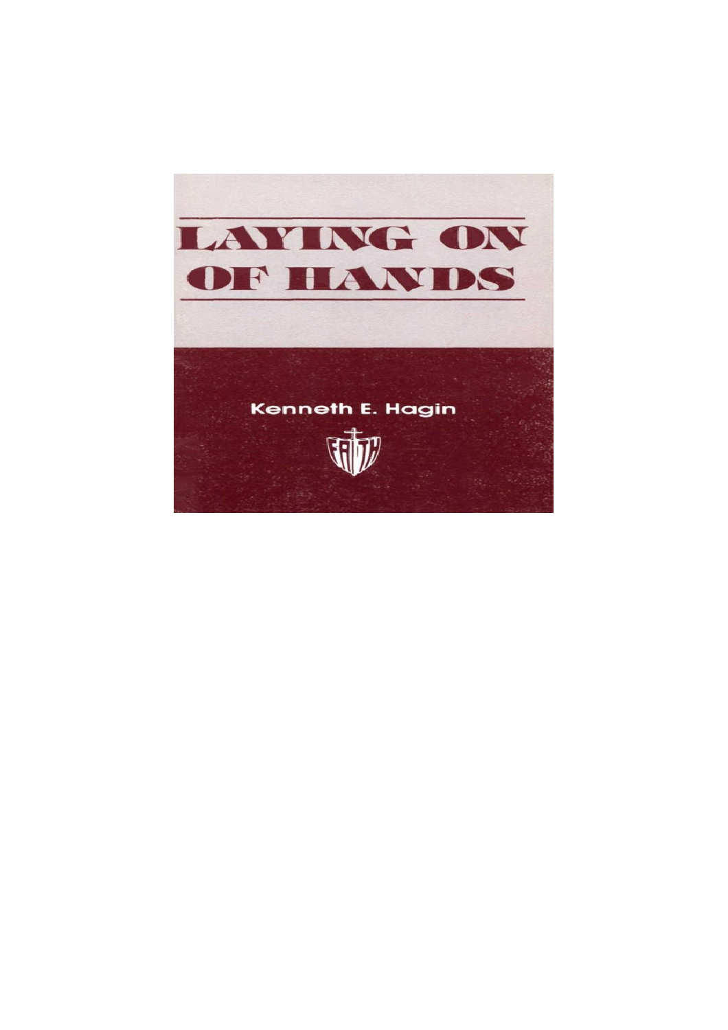# LAYING ON OF HANDS

Kenneth E. Hagin

FAITH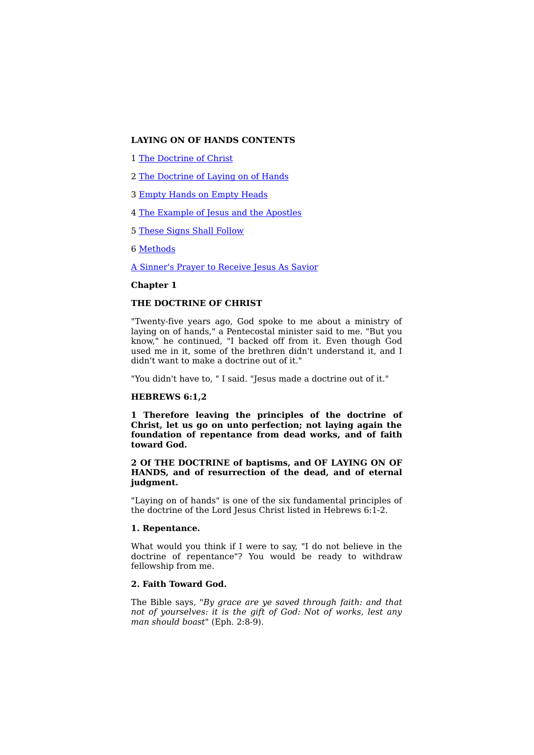**LAYING ON OF HANDS CONTENTS**

1 The Doctrine of Christ

2 The Doctrine of Laying on of Hands

3 Empty Hands on Empty Heads

4 The Example of Jesus and the Apostles

5 These Signs Shall Follow

6 Methods

A Sinner's Prayer to Receive Jesus As Savior

**Chapter 1**

**THE DOCTRINE OF CHRIST**

"Twenty-five years ago, God spoke to me about a ministry of laying on of hands," a Pentecostal minister said to me. "But you know," he continued, "I backed off from it. Even though God used me in it, some of the brethren didn't understand it, and I didn't want to make a doctrine out of it."

"You didn't have to, " I said. "Jesus made a doctrine out of it."

**HEBREWS 6:1,2**

**1 Therefore leaving the principles of the doctrine of Christ, let us go on unto perfection; not laying again the foundation of repentance from dead works, and of faith toward God.**

**2 Of THE DOCTRINE of baptisms, and OF LAYING ON OF HANDS, and of resurrection of the dead, and of eternal judgment.**

"Laying on of hands" is one of the six fundamental principles of the doctrine of the Lord Jesus Christ listed in Hebrews 6:1-2.

**1. Repentance.**

What would you think if I were to say, "I do not believe in the doctrine of repentance"? You would be ready to withdraw fellowship from me.

**2. Faith Toward God.**

The Bible says, "*By grace are ye saved through faith: and that not of yourselves: it is the gift of God: Not of works, lest any man should boast*" (Eph. 2:8-9).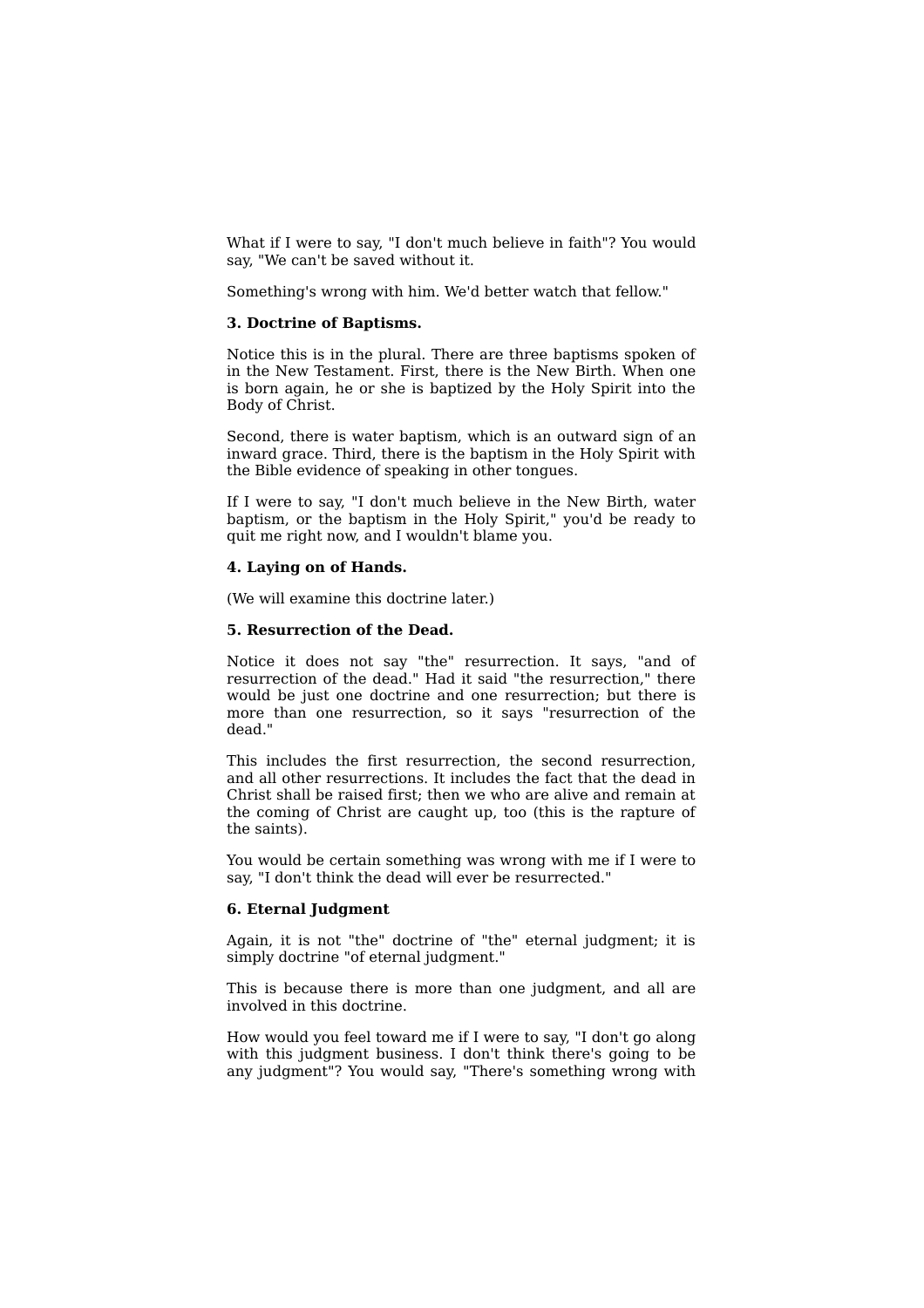What if I were to say, "I don't much believe in faith"? You would say, "We can't be saved without it.

Something's wrong with him. We'd better watch that fellow."

**3. Doctrine of Baptisms.**

Notice this is in the plural. There are three baptisms spoken of in the New Testament. First, there is the New Birth. When one is born again, he or she is baptized by the Holy Spirit into the Body of Christ.

Second, there is water baptism, which is an outward sign of an inward grace. Third, there is the baptism in the Holy Spirit with the Bible evidence of speaking in other tongues.

If I were to say, "I don't much believe in the New Birth, water baptism, or the baptism in the Holy Spirit," you'd be ready to quit me right now, and I wouldn't blame you.

**4. Laying on of Hands.**

(We will examine this doctrine later.)

**5. Resurrection of the Dead.**

Notice it does not say "the" resurrection. It says, "and of resurrection of the dead." Had it said "the resurrection," there would be just one doctrine and one resurrection; but there is more than one resurrection, so it says "resurrection of the dead."

This includes the first resurrection, the second resurrection, and all other resurrections. It includes the fact that the dead in Christ shall be raised first; then we who are alive and remain at the coming of Christ are caught up, too (this is the rapture of the saints).

You would be certain something was wrong with me if I were to say, "I don't think the dead will ever be resurrected."

**6. Eternal Judgment**

Again, it is not "the" doctrine of "the" eternal judgment; it is simply doctrine "of eternal judgment."

This is because there is more than one judgment, and all are involved in this doctrine.

How would you feel toward me if I were to say, "I don't go along with this judgment business. I don't think there's going to be any judgment"? You would say, "There's something wrong with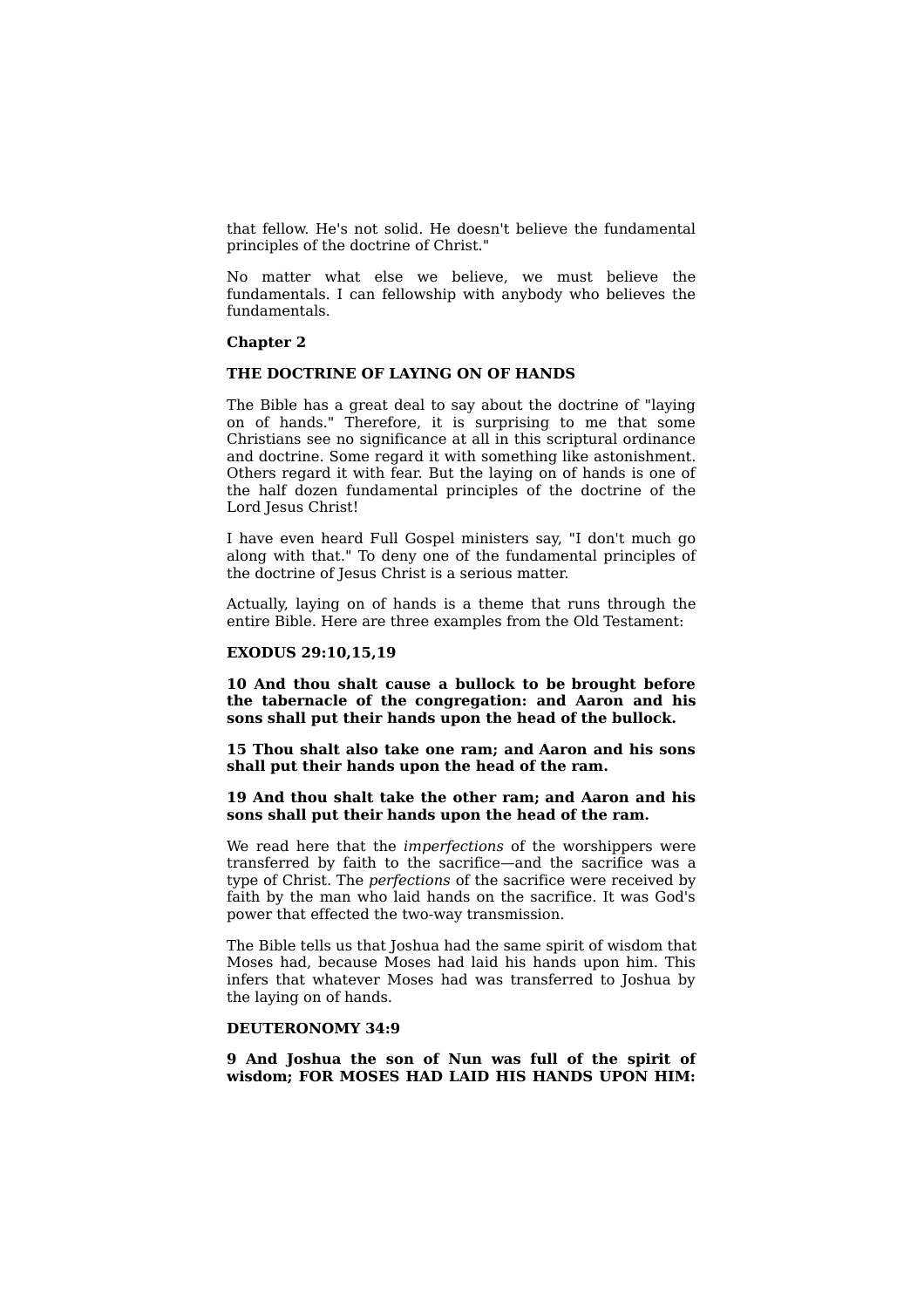that fellow. He's not solid. He doesn't believe the fundamental principles of the doctrine of Christ."

No matter what else we believe, we must believe the fundamentals. I can fellowship with anybody who believes the fundamentals.

## Chapter 2

## THE DOCTRINE OF LAYING ON OF HANDS

The Bible has a great deal to say about the doctrine of "laying on of hands." Therefore, it is surprising to me that some Christians see no significance at all in this scriptural ordinance and doctrine. Some regard it with something like astonishment. Others regard it with fear. But the laying on of hands is one of the half dozen fundamental principles of the doctrine of the Lord Jesus Christ!

I have even heard Full Gospel ministers say, "I don't much go along with that." To deny one of the fundamental principles of the doctrine of Jesus Christ is a serious matter.

Actually, laying on of hands is a theme that runs through the entire Bible. Here are three examples from the Old Testament:

**EXODUS 29:10,15,19**

**10 And thou shalt cause a bullock to be brought before the tabernacle of the congregation: and Aaron and his sons shall put their hands upon the head of the bullock.**

**15 Thou shalt also take one ram; and Aaron and his sons shall put their hands upon the head of the ram.**

**19 And thou shalt take the other ram; and Aaron and his sons shall put their hands upon the head of the ram.**

We read here that the *imperfections* of the worshippers were transferred by faith to the sacrifice—and the sacrifice was a type of Christ. The *perfections* of the sacrifice were received by faith by the man who laid hands on the sacrifice. It was God's power that effected the two-way transmission.

The Bible tells us that Joshua had the same spirit of wisdom that Moses had, because Moses had laid his hands upon him. This infers that whatever Moses had was transferred to Joshua by the laying on of hands.

**DEUTERONOMY 34:9**

**9 And Joshua the son of Nun was full of the spirit of wisdom; FOR MOSES HAD LAID HIS HANDS UPON HIM:**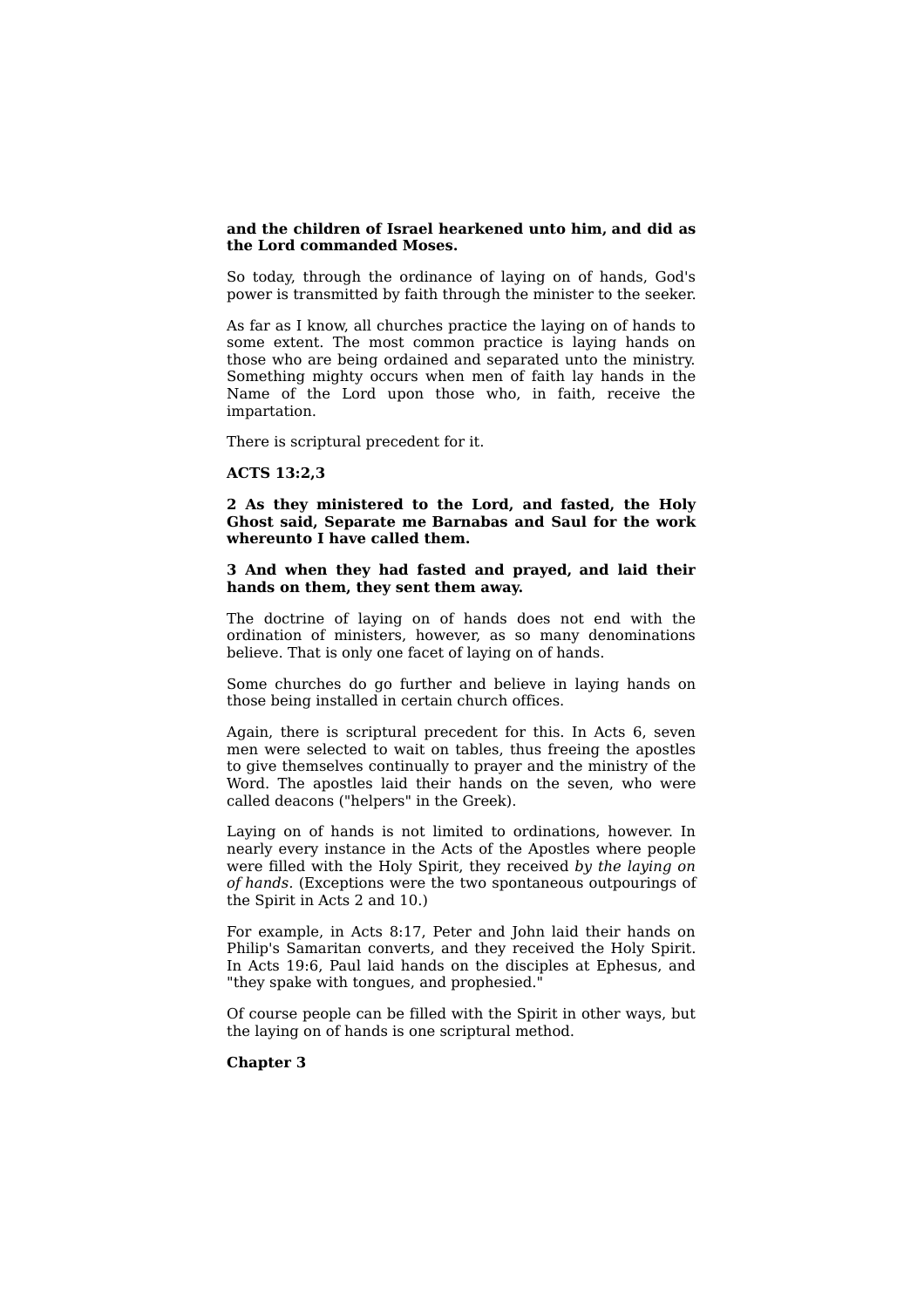**and the children of Israel hearkened unto him, and did as the Lord commanded Moses.**

So today, through the ordinance of laying on of hands, God's power is transmitted by faith through the minister to the seeker.

As far as I know, all churches practice the laying on of hands to some extent. The most common practice is laying hands on those who are being ordained and separated unto the ministry. Something mighty occurs when men of faith lay hands in the Name of the Lord upon those who, in faith, receive the impartation.

There is scriptural precedent for it.

**ACTS 13:2,3**

**2 As they ministered to the Lord, and fasted, the Holy Ghost said, Separate me Barnabas and Saul for the work whereunto I have called them.**

**3 And when they had fasted and prayed, and laid their hands on them, they sent them away.**

The doctrine of laying on of hands does not end with the ordination of ministers, however, as so many denominations believe. That is only one facet of laying on of hands.

Some churches do go further and believe in laying hands on those being installed in certain church offices.

Again, there is scriptural precedent for this. In Acts 6, seven men were selected to wait on tables, thus freeing the apostles to give themselves continually to prayer and the ministry of the Word. The apostles laid their hands on the seven, who were called deacons ("helpers" in the Greek).

Laying on of hands is not limited to ordinations, however. In nearly every instance in the Acts of the Apostles where people were filled with the Holy Spirit, they received *by the laying on of hands*. (Exceptions were the two spontaneous outpourings of the Spirit in Acts 2 and 10.)

For example, in Acts 8:17, Peter and John laid their hands on Philip's Samaritan converts, and they received the Holy Spirit. In Acts 19:6, Paul laid hands on the disciples at Ephesus, and "they spake with tongues, and prophesied."

Of course people can be filled with the Spirit in other ways, but the laying on of hands is one scriptural method.

## Chapter 3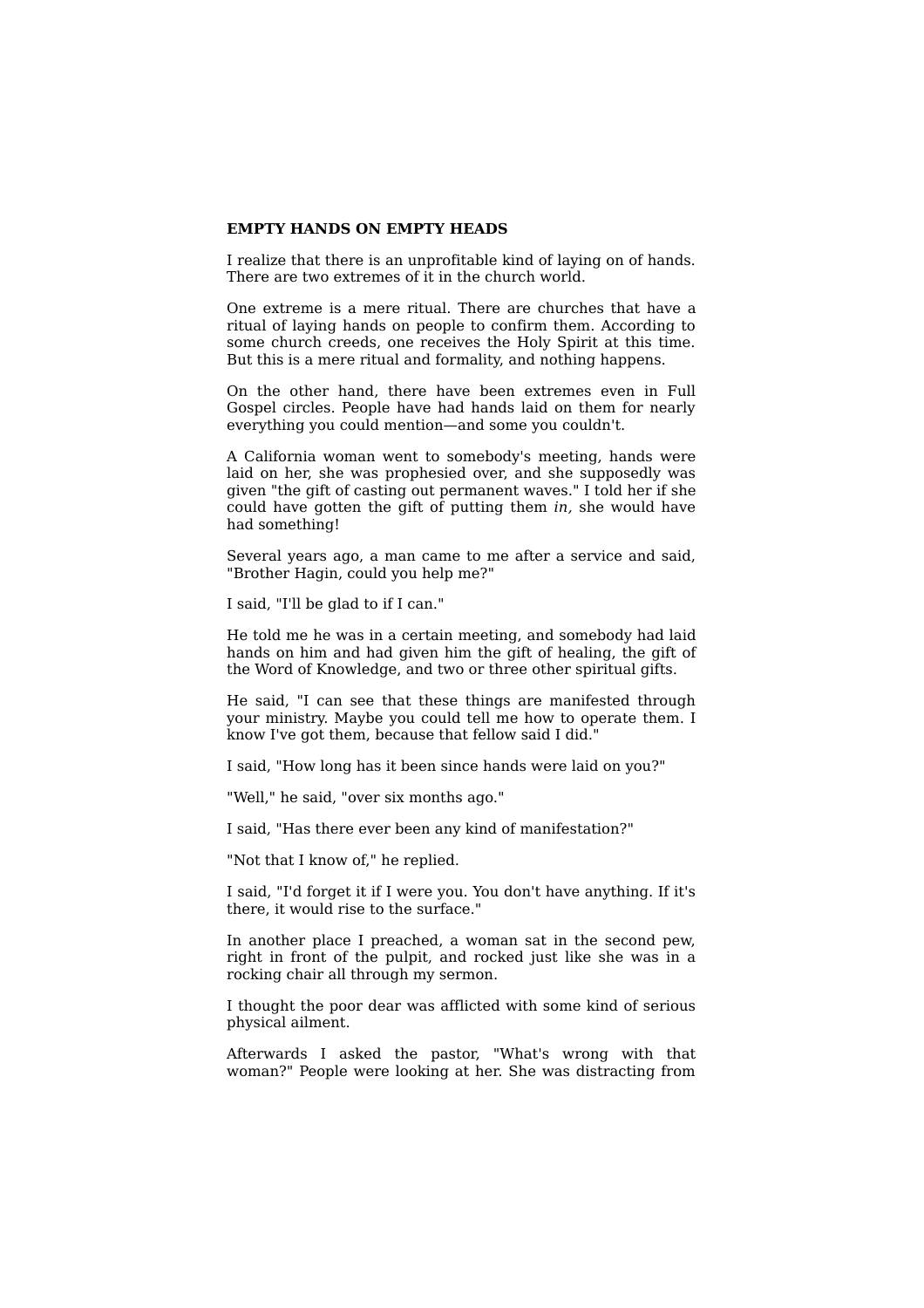**EMPTY HANDS ON EMPTY HEADS**

I realize that there is an unprofitable kind of laying on of hands. There are two extremes of it in the church world.

One extreme is a mere ritual. There are churches that have a ritual of laying hands on people to confirm them. According to some church creeds, one receives the Holy Spirit at this time. But this is a mere ritual and formality, and nothing happens.

On the other hand, there have been extremes even in Full Gospel circles. People have had hands laid on them for nearly everything you could mention—and some you couldn't.

A California woman went to somebody's meeting, hands were laid on her, she was prophesied over, and she supposedly was given "the gift of casting out permanent waves." I told her if she could have gotten the gift of putting them *in,* she would have had something!

Several years ago, a man came to me after a service and said, "Brother Hagin, could you help me?"

I said, "I'll be glad to if I can."

He told me he was in a certain meeting, and somebody had laid hands on him and had given him the gift of healing, the gift of the Word of Knowledge, and two or three other spiritual gifts.

He said, "I can see that these things are manifested through your ministry. Maybe you could tell me how to operate them. I know I've got them, because that fellow said I did."

I said, "How long has it been since hands were laid on you?"

"Well," he said, "over six months ago."

I said, "Has there ever been any kind of manifestation?"

"Not that I know of," he replied.

I said, "I'd forget it if I were you. You don't have anything. If it's there, it would rise to the surface."

In another place I preached, a woman sat in the second pew, right in front of the pulpit, and rocked just like she was in a rocking chair all through my sermon.

I thought the poor dear was afflicted with some kind of serious physical ailment.

Afterwards I asked the pastor, "What's wrong with that woman?" People were looking at her. She was distracting from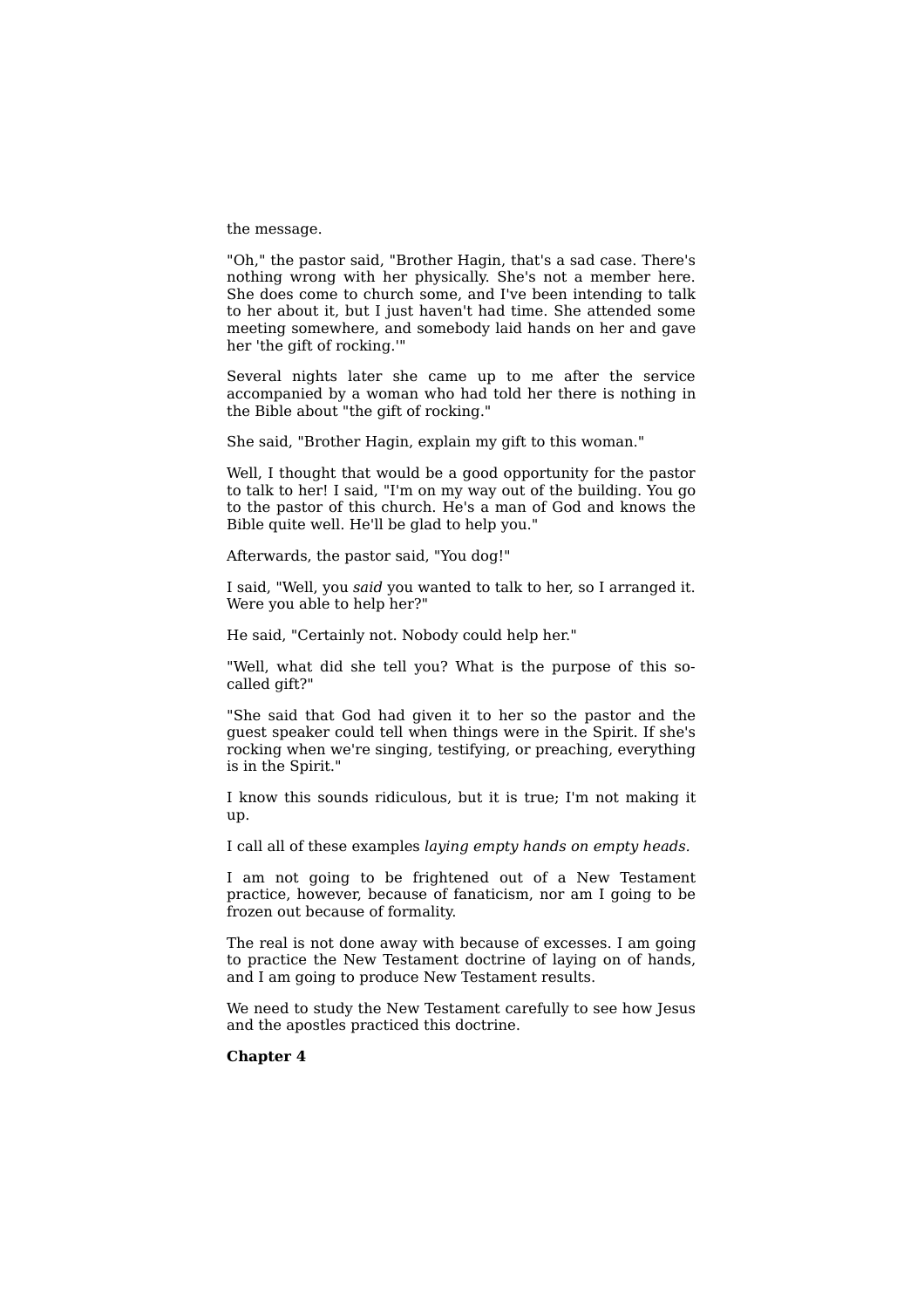the message.

"Oh," the pastor said, "Brother Hagin, that's a sad case. There's nothing wrong with her physically. She's not a member here. She does come to church some, and I've been intending to talk to her about it, but I just haven't had time. She attended some meeting somewhere, and somebody laid hands on her and gave her 'the gift of rocking.'"

Several nights later she came up to me after the service accompanied by a woman who had told her there is nothing in the Bible about "the gift of rocking."

She said, "Brother Hagin, explain my gift to this woman."

Well, I thought that would be a good opportunity for the pastor to talk to her! I said, "I'm on my way out of the building. You go to the pastor of this church. He's a man of God and knows the Bible quite well. He'll be glad to help you."

Afterwards, the pastor said, "You dog!"

I said, "Well, you *said* you wanted to talk to her, so I arranged it. Were you able to help her?"

He said, "Certainly not. Nobody could help her."

"Well, what did she tell you? What is the purpose of this so-called gift?"

"She said that God had given it to her so the pastor and the guest speaker could tell when things were in the Spirit. If she's rocking when we're singing, testifying, or preaching, everything is in the Spirit."

I know this sounds ridiculous, but it is true; I'm not making it up.

I call all of these examples *laying empty hands on empty heads.*

I am not going to be frightened out of a New Testament practice, however, because of fanaticism, nor am I going to be frozen out because of formality.

The real is not done away with because of excesses. I am going to practice the New Testament doctrine of laying on of hands, and I am going to produce New Testament results.

We need to study the New Testament carefully to see how Jesus and the apostles practiced this doctrine.

**Chapter 4**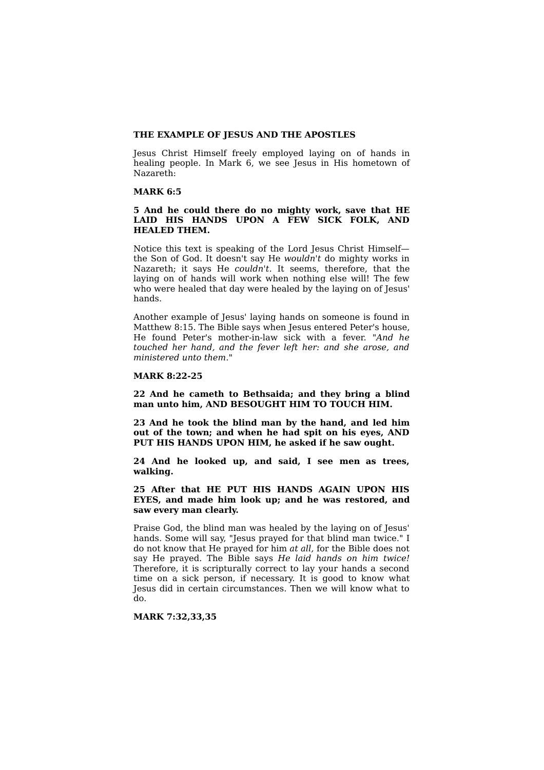**THE EXAMPLE OF JESUS AND THE APOSTLES**

Jesus Christ Himself freely employed laying on of hands in healing people. In Mark 6, we see Jesus in His hometown of Nazareth:

**MARK 6:5**

**5 And he could there do no mighty work, save that HE LAID HIS HANDS UPON A FEW SICK FOLK, AND HEALED THEM.**

Notice this text is speaking of the Lord Jesus Christ Himself—the Son of God. It doesn't say He *wouldn't* do mighty works in Nazareth; it says He *couldn't.* It seems, therefore, that the laying on of hands will work when nothing else will! The few who were healed that day were healed by the laying on of Jesus' hands.

Another example of Jesus' laying hands on someone is found in Matthew 8:15. The Bible says when Jesus entered Peter's house, He found Peter's mother-in-law sick with a fever. "*And he touched her hand, and the fever left her: and she arose, and ministered unto them.*"

**MARK 8:22-25**

**22 And he cameth to Bethsaida; and they bring a blind man unto him, AND BESOUGHT HIM TO TOUCH HIM.**

**23 And he took the blind man by the hand, and led him out of the town; and when he had spit on his eyes, AND PUT HIS HANDS UPON HIM, he asked if he saw ought.**

**24 And he looked up, and said, I see men as trees, walking.**

**25 After that HE PUT HIS HANDS AGAIN UPON HIS EYES, and made him look up; and he was restored, and saw every man clearly.**

Praise God, the blind man was healed by the laying on of Jesus' hands. Some will say, "Jesus prayed for that blind man twice." I do not know that He prayed for him *at all,* for the Bible does not say He prayed. The Bible says *He laid hands on him twice!* Therefore, it is scripturally correct to lay your hands a second time on a sick person, if necessary. It is good to know what Jesus did in certain circumstances. Then we will know what to do.

**MARK 7:32,33,35**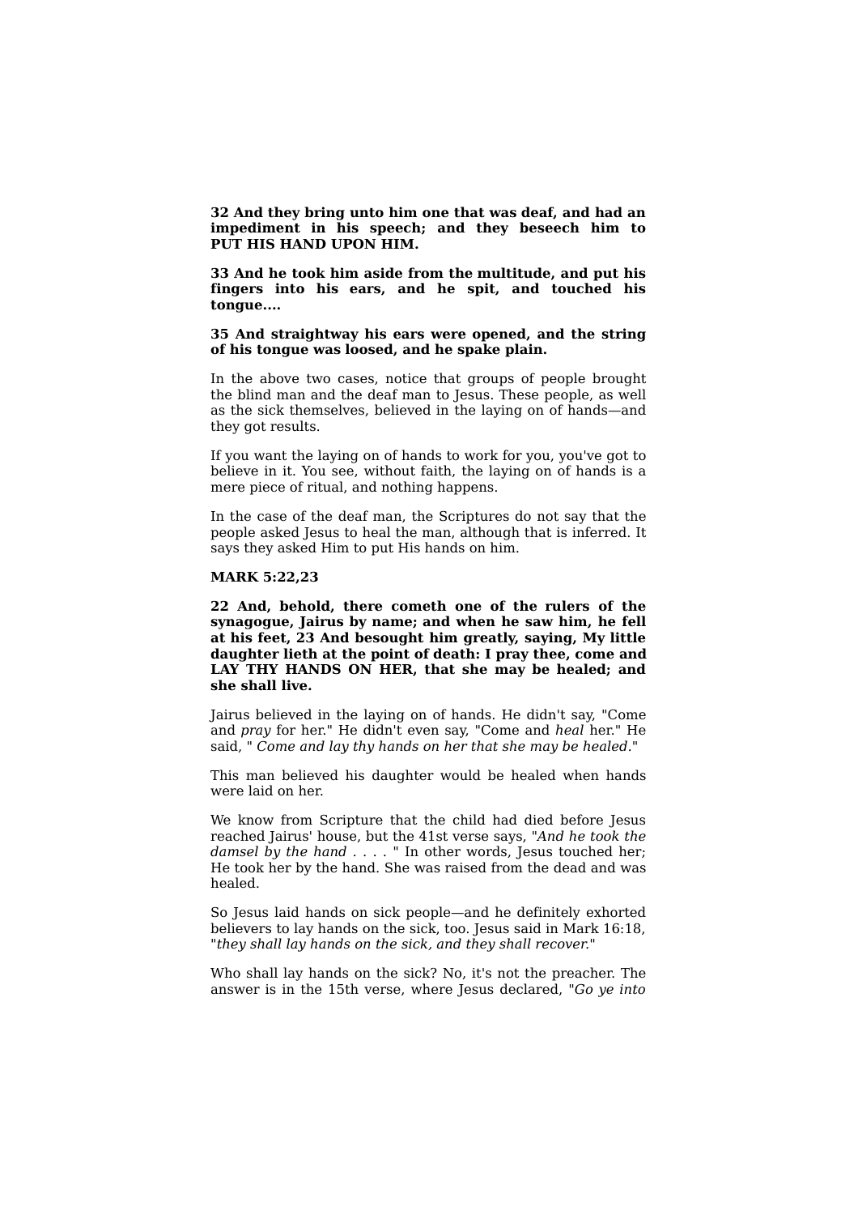**32 And they bring unto him one that was deaf, and had an impediment in his speech; and they beseech him to PUT HIS HAND UPON HIM.**

**33 And he took him aside from the multitude, and put his fingers into his ears, and he spit, and touched his tongue....**

**35 And straightway his ears were opened, and the string of his tongue was loosed, and he spake plain.**

In the above two cases, notice that groups of people brought the blind man and the deaf man to Jesus. These people, as well as the sick themselves, believed in the laying on of hands—and they got results.

If you want the laying on of hands to work for you, you've got to believe in it. You see, without faith, the laying on of hands is a mere piece of ritual, and nothing happens.

In the case of the deaf man, the Scriptures do not say that the people asked Jesus to heal the man, although that is inferred. It says they asked Him to put His hands on him.

**MARK 5:22,23**

**22 And, behold, there cometh one of the rulers of the synagogue, Jairus by name; and when he saw him, he fell at his feet, 23 And besought him greatly, saying, My little daughter lieth at the point of death: I pray thee, come and LAY THY HANDS ON HER, that she may be healed; and she shall live.**

Jairus believed in the laying on of hands. He didn't say, "Come and *pray* for her." He didn't even say, "Come and *heal* her." He said, " *Come and lay thy hands on her that she may be healed*."

This man believed his daughter would be healed when hands were laid on her.

We know from Scripture that the child had died before Jesus reached Jairus' house, but the 41st verse says, "*And he took the damsel by the hand* . . . . " In other words, Jesus touched her; He took her by the hand. She was raised from the dead and was healed.

So Jesus laid hands on sick people—and he definitely exhorted believers to lay hands on the sick, too. Jesus said in Mark 16:18, "*they shall lay hands on the sick, and they shall recover*."

Who shall lay hands on the sick? No, it's not the preacher. The answer is in the 15th verse, where Jesus declared, "*Go ye into*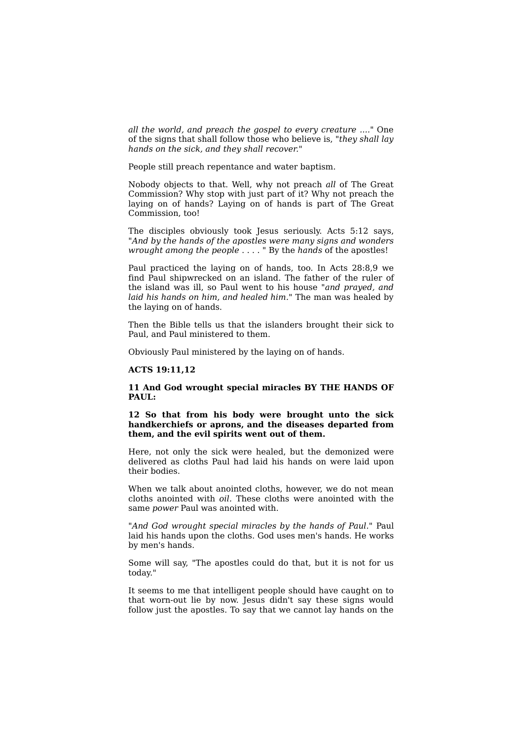*all the world, and preach the gospel to every creature* ...." One of the signs that shall follow those who believe is, "*they shall lay hands on the sick, and they shall recover.*"

People still preach repentance and water baptism.

Nobody objects to that. Well, why not preach *all* of The Great Commission? Why stop with just part of it? Why not preach the laying on of hands? Laying on of hands is part of The Great Commission, too!

The disciples obviously took Jesus seriously. Acts 5:12 says, "*And by the hands of the apostles were many signs and wonders wrought among the people* . . . . " By the *hands* of the apostles!

Paul practiced the laying on of hands, too. In Acts 28:8,9 we find Paul shipwrecked on an island. The father of the ruler of the island was ill, so Paul went to his house "*and prayed, and laid his hands on him, and healed him.*" The man was healed by the laying on of hands.

Then the Bible tells us that the islanders brought their sick to Paul, and Paul ministered to them.

Obviously Paul ministered by the laying on of hands.

**ACTS 19:11,12**

**11 And God wrought special miracles BY THE HANDS OF PAUL:**

**12 So that from his body were brought unto the sick handkerchiefs or aprons, and the diseases departed from them, and the evil spirits went out of them.**

Here, not only the sick were healed, but the demonized were delivered as cloths Paul had laid his hands on were laid upon their bodies.

When we talk about anointed cloths, however, we do not mean cloths anointed with *oil*. These cloths were anointed with the same *power* Paul was anointed with.

"*And God wrought special miracles by the hands of Paul.*" Paul laid his hands upon the cloths. God uses men's hands. He works by men's hands.

Some will say, "The apostles could do that, but it is not for us today."

It seems to me that intelligent people should have caught on to that worn-out lie by now. Jesus didn't say these signs would follow just the apostles. To say that we cannot lay hands on the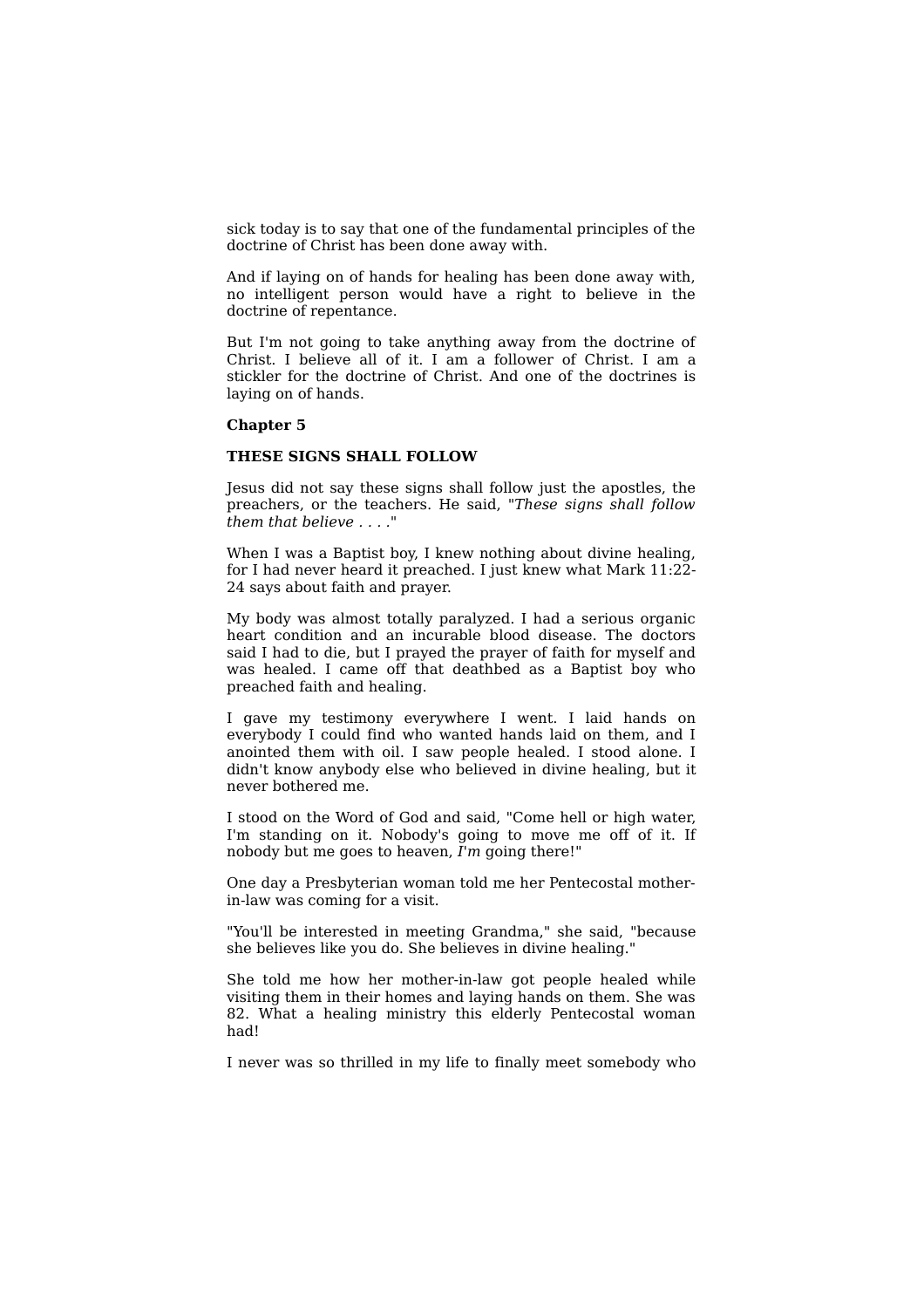sick today is to say that one of the fundamental principles of the doctrine of Christ has been done away with.

And if laying on of hands for healing has been done away with, no intelligent person would have a right to believe in the doctrine of repentance.

But I'm not going to take anything away from the doctrine of Christ. I believe all of it. I am a follower of Christ. I am a stickler for the doctrine of Christ. And one of the doctrines is laying on of hands.

## Chapter 5

## THESE SIGNS SHALL FOLLOW

Jesus did not say these signs shall follow just the apostles, the preachers, or the teachers. He said, "*These signs shall follow them that believe . . . .*"

When I was a Baptist boy, I knew nothing about divine healing, for I had never heard it preached. I just knew what Mark 11:22-24 says about faith and prayer.

My body was almost totally paralyzed. I had a serious organic heart condition and an incurable blood disease. The doctors said I had to die, but I prayed the prayer of faith for myself and was healed. I came off that deathbed as a Baptist boy who preached faith and healing.

I gave my testimony everywhere I went. I laid hands on everybody I could find who wanted hands laid on them, and I anointed them with oil. I saw people healed. I stood alone. I didn't know anybody else who believed in divine healing, but it never bothered me.

I stood on the Word of God and said, "Come hell or high water, I'm standing on it. Nobody's going to move me off of it. If nobody but me goes to heaven, *I'm* going there!"

One day a Presbyterian woman told me her Pentecostal mother-in-law was coming for a visit.

"You'll be interested in meeting Grandma," she said, "because she believes like you do. She believes in divine healing."

She told me how her mother-in-law got people healed while visiting them in their homes and laying hands on them. She was 82. What a healing ministry this elderly Pentecostal woman had!

I never was so thrilled in my life to finally meet somebody who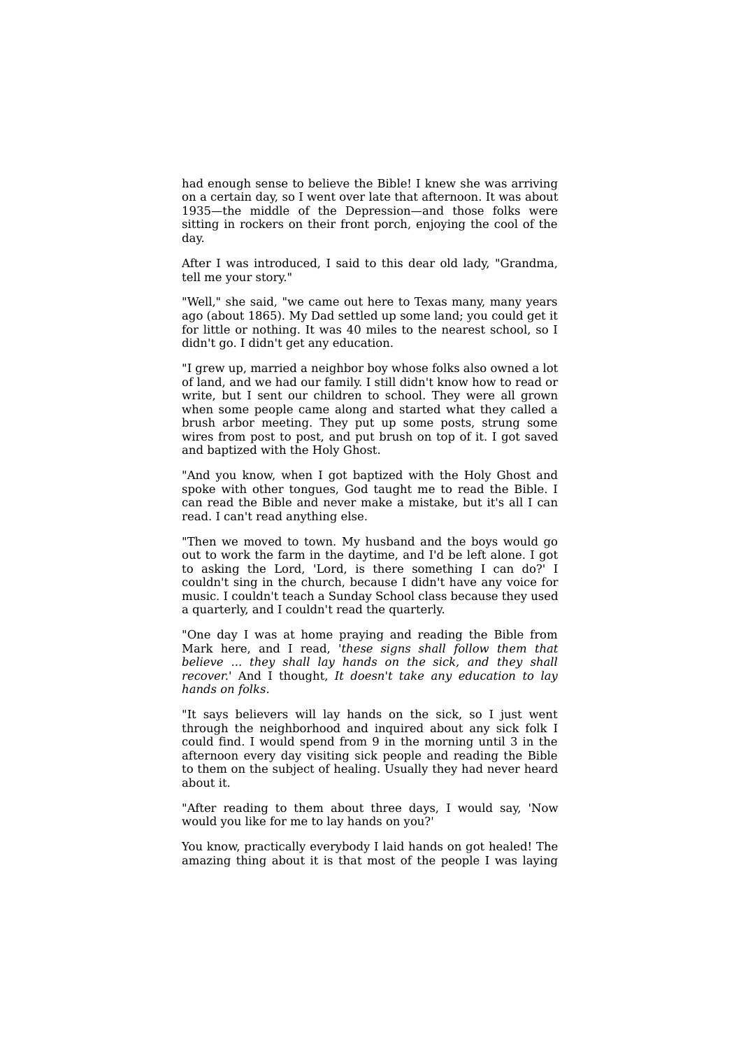had enough sense to believe the Bible! I knew she was arriving on a certain day, so I went over late that afternoon. It was about 1935—the middle of the Depression—and those folks were sitting in rockers on their front porch, enjoying the cool of the day.

After I was introduced, I said to this dear old lady, "Grandma, tell me your story."

"Well," she said, "we came out here to Texas many, many years ago (about 1865). My Dad settled up some land; you could get it for little or nothing. It was 40 miles to the nearest school, so I didn't go. I didn't get any education.

"I grew up, married a neighbor boy whose folks also owned a lot of land, and we had our family. I still didn't know how to read or write, but I sent our children to school. They were all grown when some people came along and started what they called a brush arbor meeting. They put up some posts, strung some wires from post to post, and put brush on top of it. I got saved and baptized with the Holy Ghost.

"And you know, when I got baptized with the Holy Ghost and spoke with other tongues, God taught me to read the Bible. I can read the Bible and never make a mistake, but it's all I can read. I can't read anything else.

"Then we moved to town. My husband and the boys would go out to work the farm in the daytime, and I'd be left alone. I got to asking the Lord, 'Lord, is there something I can do?' I couldn't sing in the church, because I didn't have any voice for music. I couldn't teach a Sunday School class because they used a quarterly, and I couldn't read the quarterly.

"One day I was at home praying and reading the Bible from Mark here, and I read, '*these signs shall follow them that believe ... they shall lay hands on the sick, and they shall recover.*' And I thought, *It doesn't take any education to lay hands on folks*.

"It says believers will lay hands on the sick, so I just went through the neighborhood and inquired about any sick folk I could find. I would spend from 9 in the morning until 3 in the afternoon every day visiting sick people and reading the Bible to them on the subject of healing. Usually they had never heard about it.

"After reading to them about three days, I would say, 'Now would you like for me to lay hands on you?'

You know, practically everybody I laid hands on got healed! The amazing thing about it is that most of the people I was laying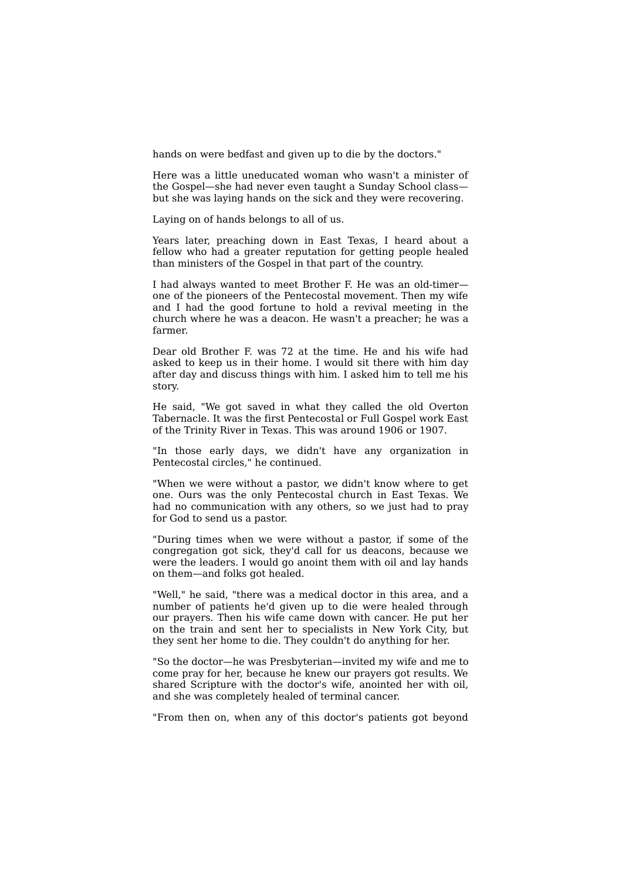hands on were bedfast and given up to die by the doctors."

Here was a little uneducated woman who wasn't a minister of the Gospel—she had never even taught a Sunday School class—but she was laying hands on the sick and they were recovering.

Laying on of hands belongs to all of us.

Years later, preaching down in East Texas, I heard about a fellow who had a greater reputation for getting people healed than ministers of the Gospel in that part of the country.

I had always wanted to meet Brother F. He was an old-timer—one of the pioneers of the Pentecostal movement. Then my wife and I had the good fortune to hold a revival meeting in the church where he was a deacon. He wasn't a preacher; he was a farmer.

Dear old Brother F. was 72 at the time. He and his wife had asked to keep us in their home. I would sit there with him day after day and discuss things with him. I asked him to tell me his story.

He said, "We got saved in what they called the old Overton Tabernacle. It was the first Pentecostal or Full Gospel work East of the Trinity River in Texas. This was around 1906 or 1907.

"In those early days, we didn't have any organization in Pentecostal circles," he continued.

"When we were without a pastor, we didn't know where to get one. Ours was the only Pentecostal church in East Texas. We had no communication with any others, so we just had to pray for God to send us a pastor.

"During times when we were without a pastor, if some of the congregation got sick, they'd call for us deacons, because we were the leaders. I would go anoint them with oil and lay hands on them—and folks got healed.

"Well," he said, "there was a medical doctor in this area, and a number of patients he'd given up to die were healed through our prayers. Then his wife came down with cancer. He put her on the train and sent her to specialists in New York City, but they sent her home to die. They couldn't do anything for her.

"So the doctor—he was Presbyterian—invited my wife and me to come pray for her, because he knew our prayers got results. We shared Scripture with the doctor's wife, anointed her with oil, and she was completely healed of terminal cancer.

"From then on, when any of this doctor's patients got beyond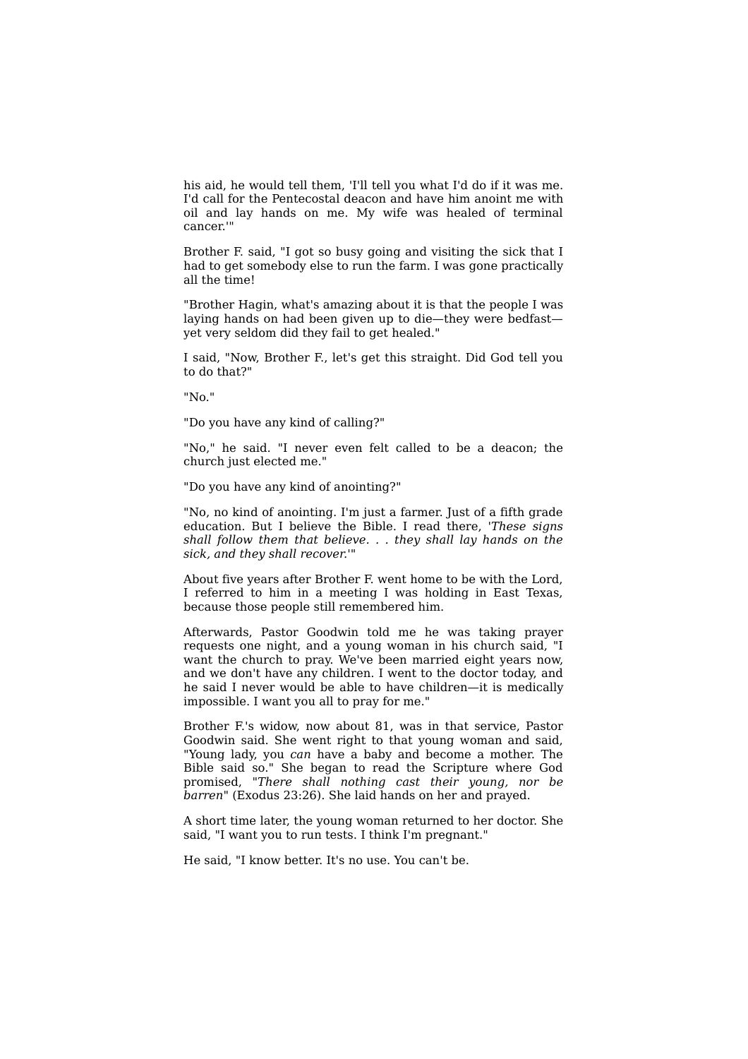his aid, he would tell them, 'I'll tell you what I'd do if it was me. I'd call for the Pentecostal deacon and have him anoint me with oil and lay hands on me. My wife was healed of terminal cancer.'"

Brother F. said, "I got so busy going and visiting the sick that I had to get somebody else to run the farm. I was gone practically all the time!

"Brother Hagin, what's amazing about it is that the people I was laying hands on had been given up to die—they were bedfast—yet very seldom did they fail to get healed."

I said, "Now, Brother F., let's get this straight. Did God tell you to do that?"

"No."

"Do you have any kind of calling?"

"No," he said. "I never even felt called to be a deacon; the church just elected me."

"Do you have any kind of anointing?"

"No, no kind of anointing. I'm just a farmer. Just of a fifth grade education. But I believe the Bible. I read there, '*These signs shall follow them that believe. . . they shall lay hands on the sick, and they shall recover.*'"

About five years after Brother F. went home to be with the Lord, I referred to him in a meeting I was holding in East Texas, because those people still remembered him.

Afterwards, Pastor Goodwin told me he was taking prayer requests one night, and a young woman in his church said, "I want the church to pray. We've been married eight years now, and we don't have any children. I went to the doctor today, and he said I never would be able to have children—it is medically impossible. I want you all to pray for me."

Brother F.'s widow, now about 81, was in that service, Pastor Goodwin said. She went right to that young woman and said, "Young lady, you *can* have a baby and become a mother. The Bible said so." She began to read the Scripture where God promised, "*There shall nothing cast their young, nor be barren*" (Exodus 23:26). She laid hands on her and prayed.

A short time later, the young woman returned to her doctor. She said, "I want you to run tests. I think I'm pregnant."

He said, "I know better. It's no use. You can't be.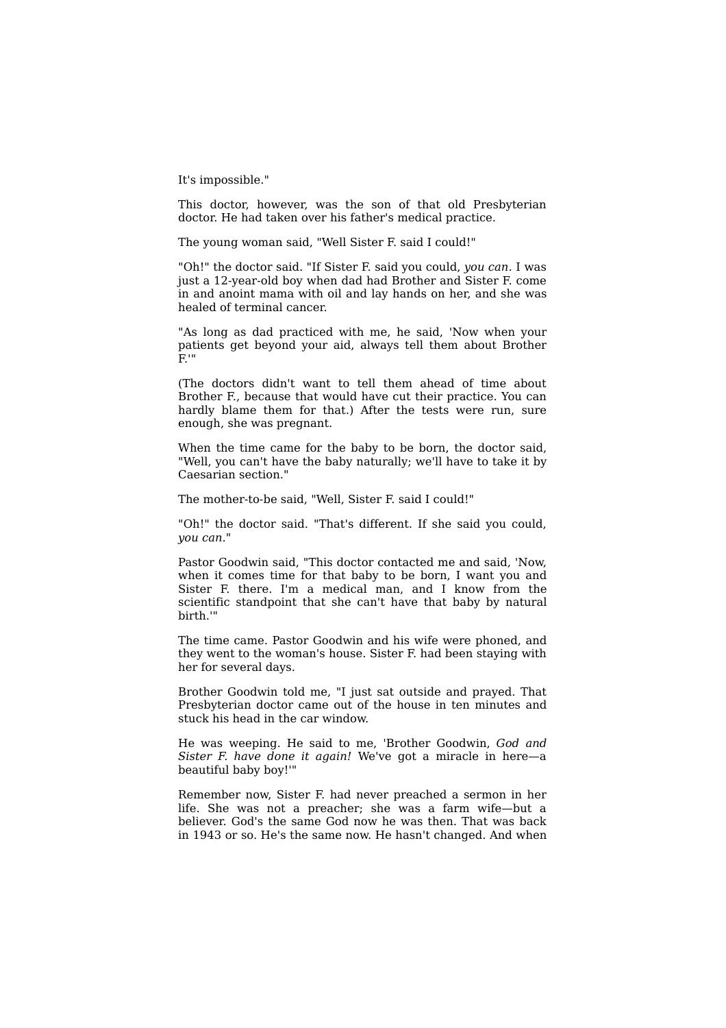It's impossible."

This doctor, however, was the son of that old Presbyterian doctor. He had taken over his father's medical practice.

The young woman said, "Well Sister F. said I could!"

"Oh!" the doctor said. "If Sister F. said you could, *you can*. I was just a 12-year-old boy when dad had Brother and Sister F. come in and anoint mama with oil and lay hands on her, and she was healed of terminal cancer.

"As long as dad practiced with me, he said, 'Now when your patients get beyond your aid, always tell them about Brother F.'"

(The doctors didn't want to tell them ahead of time about Brother F., because that would have cut their practice. You can hardly blame them for that.) After the tests were run, sure enough, she was pregnant.

When the time came for the baby to be born, the doctor said, "Well, you can't have the baby naturally; we'll have to take it by Caesarian section."

The mother-to-be said, "Well, Sister F. said I could!"

"Oh!" the doctor said. "That's different. If she said you could, *you can.*"

Pastor Goodwin said, "This doctor contacted me and said, 'Now, when it comes time for that baby to be born, I want you and Sister F. there. I'm a medical man, and I know from the scientific standpoint that she can't have that baby by natural birth.'"

The time came. Pastor Goodwin and his wife were phoned, and they went to the woman's house. Sister F. had been staying with her for several days.

Brother Goodwin told me, "I just sat outside and prayed. That Presbyterian doctor came out of the house in ten minutes and stuck his head in the car window.

He was weeping. He said to me, 'Brother Goodwin, *God and Sister F. have done it again!* We've got a miracle in here—a beautiful baby boy!'"

Remember now, Sister F. had never preached a sermon in her life. She was not a preacher; she was a farm wife—but a believer. God's the same God now he was then. That was back in 1943 or so. He's the same now. He hasn't changed. And when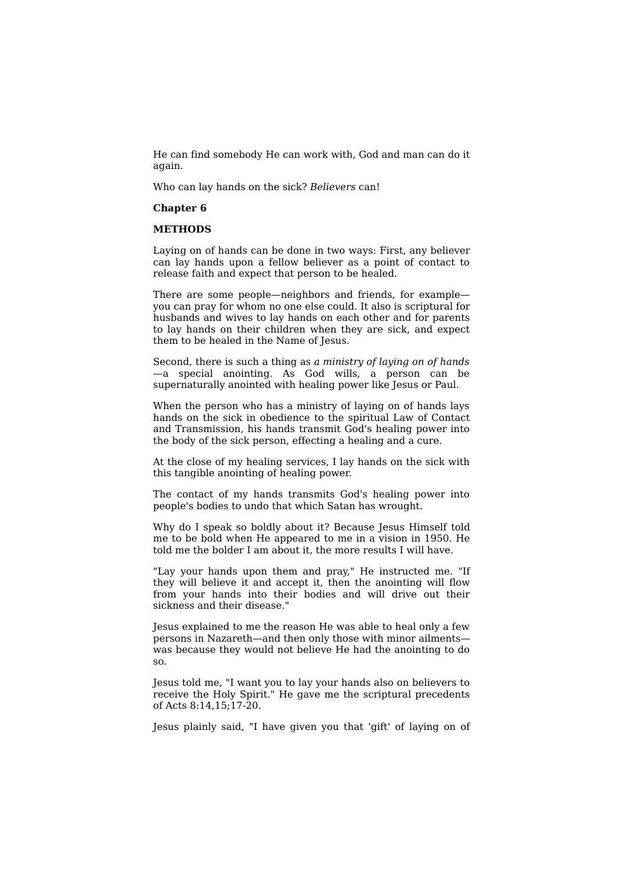He can find somebody He can work with, God and man can do it again.

Who can lay hands on the sick? *Believers* can!

## Chapter 6

## METHODS

Laying on of hands can be done in two ways: First, any believer can lay hands upon a fellow believer as a point of contact to release faith and expect that person to be healed.

There are some people—neighbors and friends, for example—you can pray for whom no one else could. It also is scriptural for husbands and wives to lay hands on each other and for parents to lay hands on their children when they are sick, and expect them to be healed in the Name of Jesus.

Second, there is such a thing as *a ministry of laying on of hands*—a special anointing. As God wills, a person can be supernaturally anointed with healing power like Jesus or Paul.

When the person who has a ministry of laying on of hands lays hands on the sick in obedience to the spiritual Law of Contact and Transmission, his hands transmit God's healing power into the body of the sick person, effecting a healing and a cure.

At the close of my healing services, I lay hands on the sick with this tangible anointing of healing power.

The contact of my hands transmits God's healing power into people's bodies to undo that which Satan has wrought.

Why do I speak so boldly about it? Because Jesus Himself told me to be bold when He appeared to me in a vision in 1950. He told me the bolder I am about it, the more results I will have.

"Lay your hands upon them and pray," He instructed me. "If they will believe it and accept it, then the anointing will flow from your hands into their bodies and will drive out their sickness and their disease."

Jesus explained to me the reason He was able to heal only a few persons in Nazareth—and then only those with minor ailments—was because they would not believe He had the anointing to do so.

Jesus told me, "I want you to lay your hands also on believers to receive the Holy Spirit." He gave me the scriptural precedents of Acts 8:14,15;17-20.

Jesus plainly said, "I have given you that 'gift' of laying on of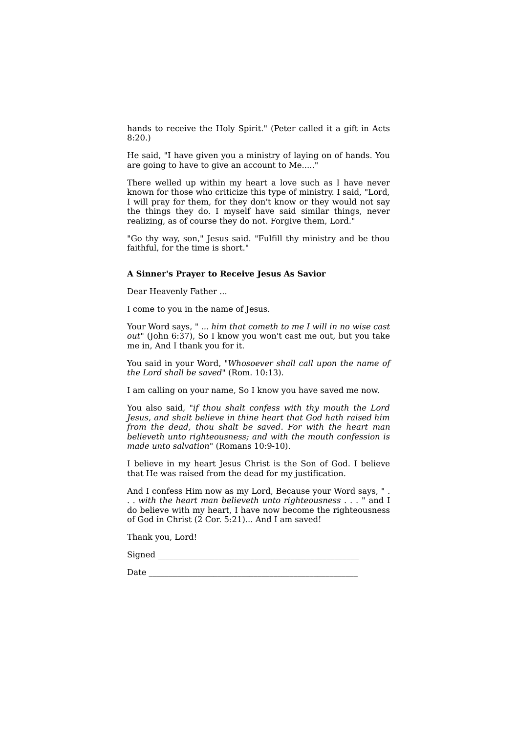hands to receive the Holy Spirit." (Peter called it a gift in Acts 8:20.)

He said, "I have given you a ministry of laying on of hands. You are going to have to give an account to Me....."

There welled up within my heart a love such as I have never known for those who criticize this type of ministry. I said, "Lord, I will pray for them, for they don't know or they would not say the things they do. I myself have said similar things, never realizing, as of course they do not. Forgive them, Lord."

"Go thy way, son," Jesus said. "Fulfill thy ministry and be thou faithful, for the time is short."

**A Sinner's Prayer to Receive Jesus As Savior**

Dear Heavenly Father ...

I come to you in the name of Jesus.

Your Word says, " *... him that cometh to me I will in no wise cast out*" (John 6:37), So I know you won't cast me out, but you take me in, And I thank you for it.

You said in your Word, "*Whosoever shall call upon the name of the Lord shall be saved*" (Rom. 10:13).

I am calling on your name, So I know you have saved me now.

You also said, "*if thou shalt confess with thy mouth the Lord Jesus, and shalt believe in thine heart that God hath raised him from the dead, thou shalt be saved. For with the heart man believeth unto righteousness; and with the mouth confession is made unto salvation*" (Romans 10:9-10).

I believe in my heart Jesus Christ is the Son of God. I believe that He was raised from the dead for my justification.

And I confess Him now as my Lord, Because your Word says, " . . . *with the heart man believeth unto righteousness* . . . " and I do believe with my heart, I have now become the righteousness of God in Christ (2 Cor. 5:21)... And I am saved!

Thank you, Lord!

Signed ________________________________________________

Date __________________________________________________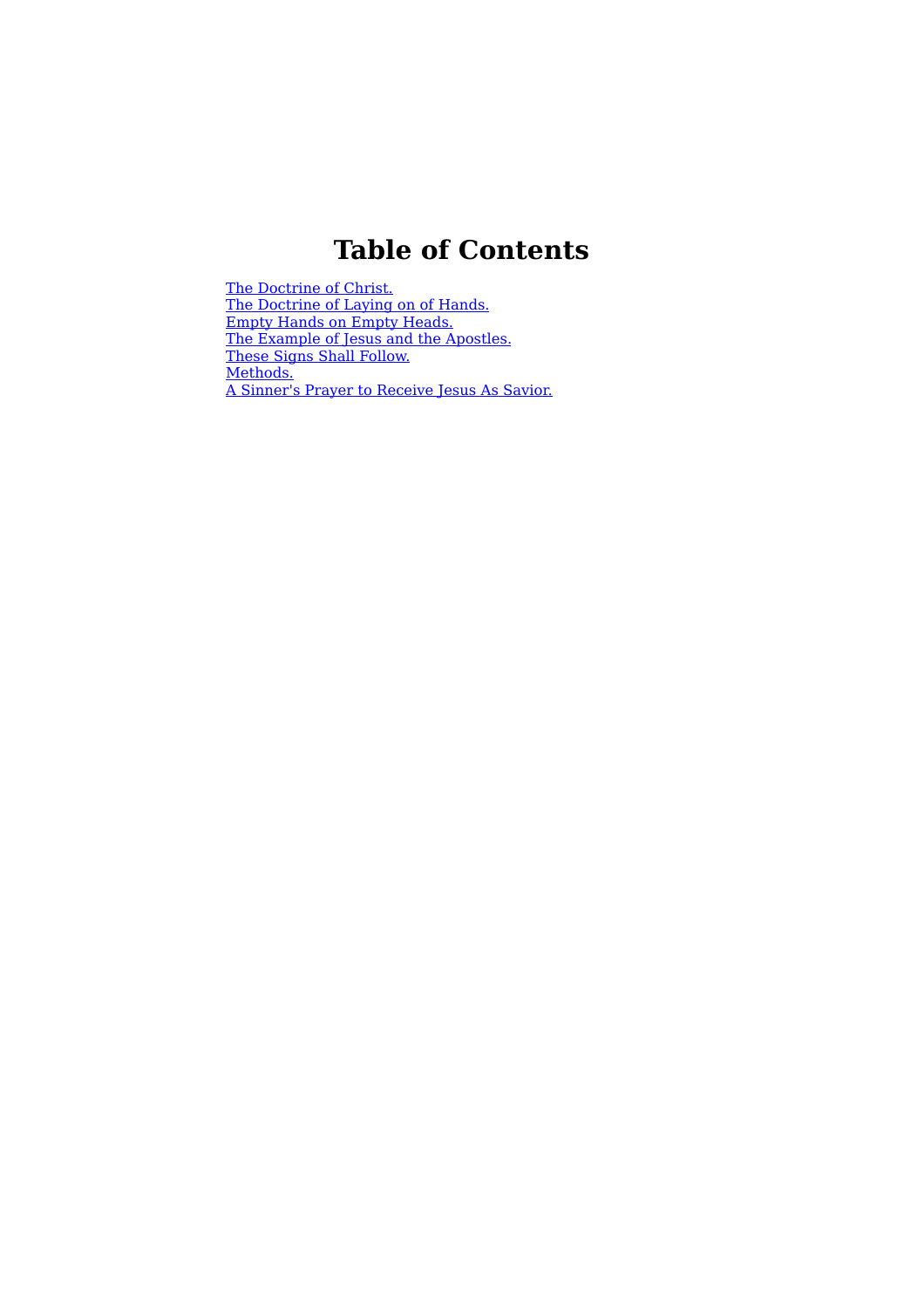# Table of Contents

The Doctrine of Christ.
The Doctrine of Laying on of Hands.
Empty Hands on Empty Heads.
The Example of Jesus and the Apostles.
These Signs Shall Follow.
Methods.
A Sinner's Prayer to Receive Jesus As Savior.